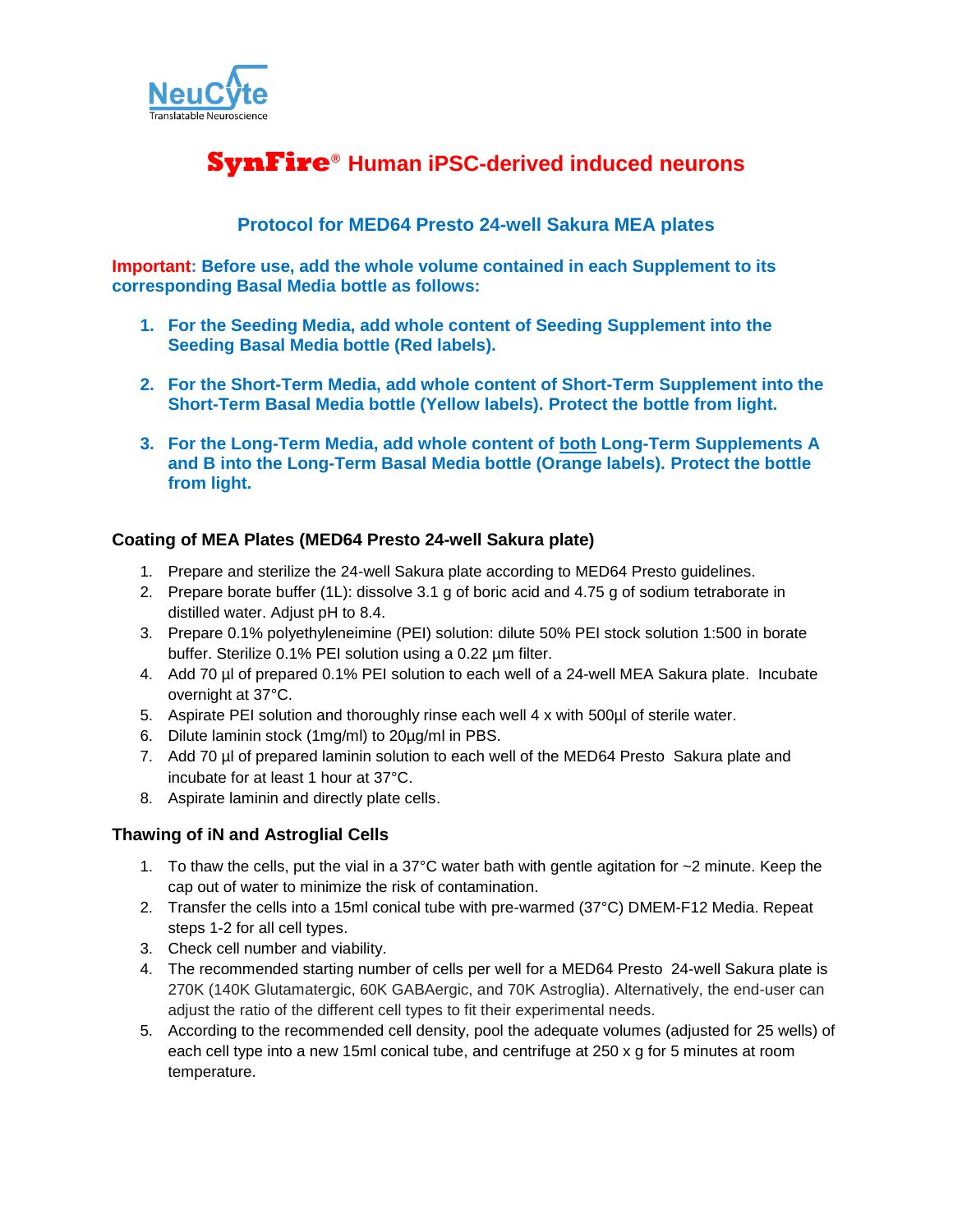NeuCyte
Translatable Neuroscience

# SynFire® Human iPSC-derived induced neurons

## Protocol for MED64 Presto 24-well Sakura MEA plates

**Important: Before use, add the whole volume contained in each Supplement to its corresponding Basal Media bottle as follows:**

1. **For the Seeding Media, add whole content of Seeding Supplement into the Seeding Basal Media bottle (Red labels).**
2. **For the Short-Term Media, add whole content of Short-Term Supplement into the Short-Term Basal Media bottle (Yellow labels). Protect the bottle from light.**
3. **For the Long-Term Media, add whole content of both Long-Term Supplements A and B into the Long-Term Basal Media bottle (Orange labels). Protect the bottle from light.**

### Coating of MEA Plates (MED64 Presto 24-well Sakura plate)

1. Prepare and sterilize the 24-well Sakura plate according to MED64 Presto guidelines.
2. Prepare borate buffer (1L): dissolve 3.1 g of boric acid and 4.75 g of sodium tetraborate in distilled water. Adjust pH to 8.4.
3. Prepare 0.1% polyethyleneimine (PEI) solution: dilute 50% PEI stock solution 1:500 in borate buffer. Sterilize 0.1% PEI solution using a 0.22 µm filter.
4. Add 70 µl of prepared 0.1% PEI solution to each well of a 24-well MEA Sakura plate. Incubate overnight at 37°C.
5. Aspirate PEI solution and thoroughly rinse each well 4 x with 500µl of sterile water.
6. Dilute laminin stock (1mg/ml) to 20µg/ml in PBS.
7. Add 70 µl of prepared laminin solution to each well of the MED64 Presto Sakura plate and incubate for at least 1 hour at 37°C.
8. Aspirate laminin and directly plate cells.

### Thawing of iN and Astroglial Cells

1. To thaw the cells, put the vial in a 37°C water bath with gentle agitation for ~2 minute. Keep the cap out of water to minimize the risk of contamination.
2. Transfer the cells into a 15ml conical tube with pre-warmed (37°C) DMEM-F12 Media. Repeat steps 1-2 for all cell types.
3. Check cell number and viability.
4. The recommended starting number of cells per well for a MED64 Presto 24-well Sakura plate is 270K (140K Glutamatergic, 60K GABAergic, and 70K Astroglia). Alternatively, the end-user can adjust the ratio of the different cell types to fit their experimental needs.
5. According to the recommended cell density, pool the adequate volumes (adjusted for 25 wells) of each cell type into a new 15ml conical tube, and centrifuge at 250 x g for 5 minutes at room temperature.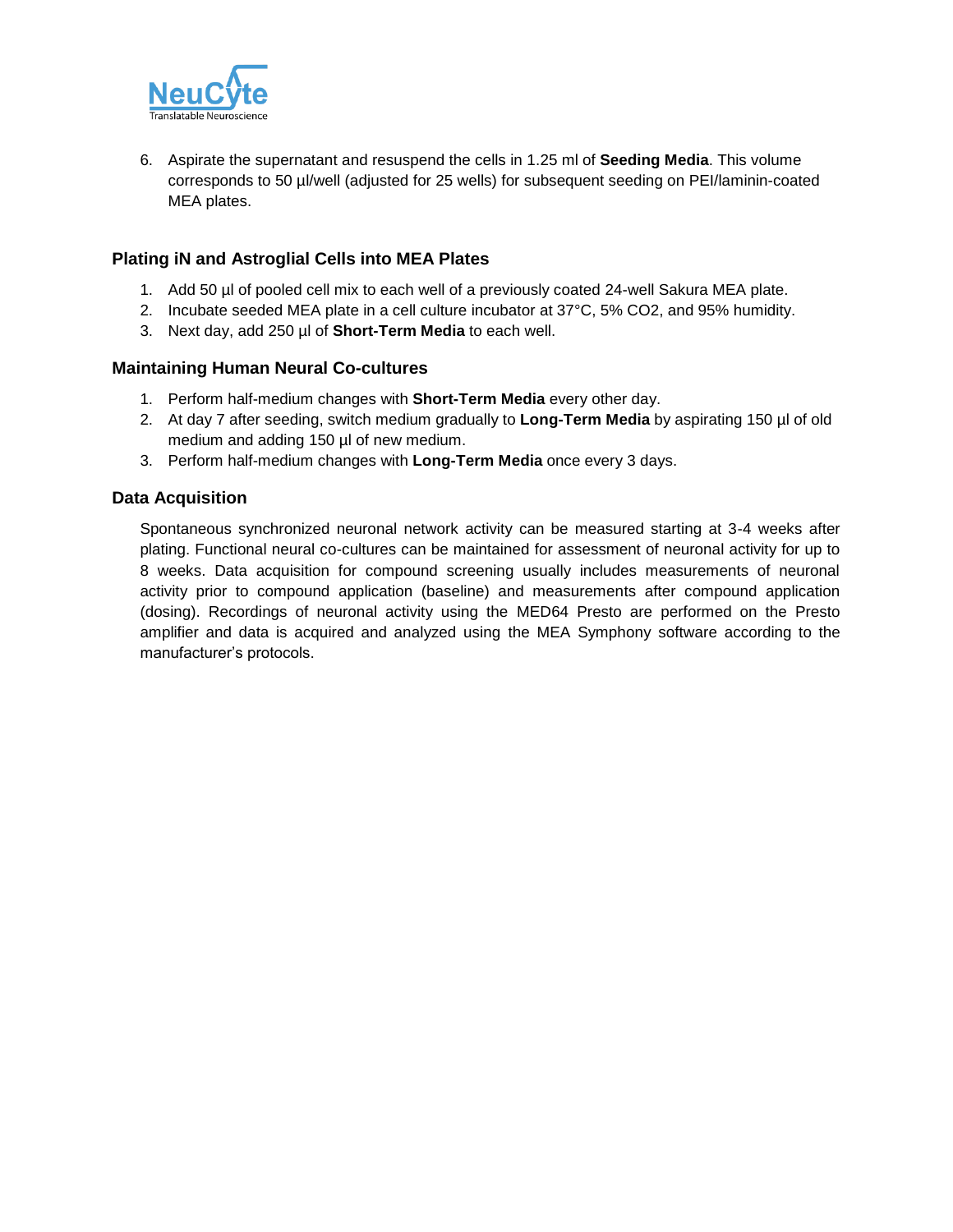6. Aspirate the supernatant and resuspend the cells in 1.25 ml of **Seeding Media**. This volume corresponds to 50 µl/well (adjusted for 25 wells) for subsequent seeding on PEI/laminin-coated MEA plates.

### Plating iN and Astroglial Cells into MEA Plates

1. Add 50 µl of pooled cell mix to each well of a previously coated 24-well Sakura MEA plate.
2. Incubate seeded MEA plate in a cell culture incubator at 37°C, 5% $CO_2$, and 95% humidity.
3. Next day, add 250 µl of **Short-Term Media** to each well.

### Maintaining Human Neural Co-cultures

1. Perform half-medium changes with **Short-Term Media** every other day.
2. At day 7 after seeding, switch medium gradually to **Long-Term Media** by aspirating 150 µl of old medium and adding 150 µl of new medium.
3. Perform half-medium changes with **Long-Term Media** once every 3 days.

### Data Acquisition

Spontaneous synchronized neuronal network activity can be measured starting at 3-4 weeks after plating. Functional neural co-cultures can be maintained for assessment of neuronal activity for up to 8 weeks. Data acquisition for compound screening usually includes measurements of neuronal activity prior to compound application (baseline) and measurements after compound application (dosing). Recordings of neuronal activity using the MED64 Presto are performed on the Presto amplifier and data is acquired and analyzed using the MEA Symphony software according to the manufacturer's protocols.